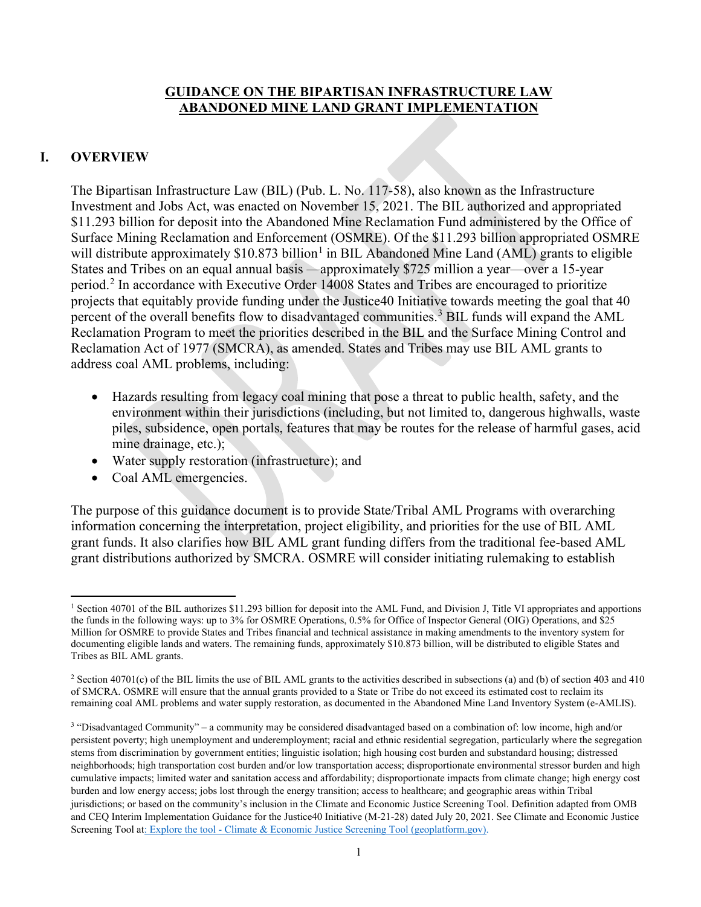# GUIDANCE ON THE BIPARTISAN INFRASTRUCTURE LAW ABANDONED MINE LAND GRANT IMPLEMENTATION

## I. OVERVIEW

The Bipartisan Infrastructure Law (BIL) (Pub. L. No. 117-58), also known as the Infrastructure Investment and Jobs Act, was enacted on November 15, 2021. The BIL authorized and appropriated \$11.293 billion for deposit into the Abandoned Mine Reclamation Fund administered by the Office of Surface Mining Reclamation and Enforcement (OSMRE). Of the \$11.293 billion appropriated OSMRE will distribute approximately \$10.873 billion[1] in BIL Abandoned Mine Land (AML) grants to eligible States and Tribes on an equal annual basis —approximately \$725 million a year—over a 15-year period.[2] In accordance with Executive Order 14008 States and Tribes are encouraged to prioritize projects that equitably provide funding under the Justice40 Initiative towards meeting the goal that 40 percent of the overall benefits flow to disadvantaged communities.[3] BIL funds will expand the AML Reclamation Program to meet the priorities described in the BIL and the Surface Mining Control and Reclamation Act of 1977 (SMCRA), as amended. States and Tribes may use BIL AML grants to address coal AML problems, including:

- Hazards resulting from legacy coal mining that pose a threat to public health, safety, and the environment within their jurisdictions (including, but not limited to, dangerous highwalls, waste piles, subsidence, open portals, features that may be routes for the release of harmful gases, acid mine drainage, etc.);
- Water supply restoration (infrastructure); and
- Coal AML emergencies.

The purpose of this guidance document is to provide State/Tribal AML Programs with overarching information concerning the interpretation, project eligibility, and priorities for the use of BIL AML grant funds. It also clarifies how BIL AML grant funding differs from the traditional fee-based AML grant distributions authorized by SMCRA. OSMRE will consider initiating rulemaking to establish

---

[1] Section 40701 of the BIL authorizes \$11.293 billion for deposit into the AML Fund, and Division J, Title VI appropriates and apportions the funds in the following ways: up to 3% for OSMRE Operations, 0.5% for Office of Inspector General (OIG) Operations, and \$25 Million for OSMRE to provide States and Tribes financial and technical assistance in making amendments to the inventory system for documenting eligible lands and waters. The remaining funds, approximately \$10.873 billion, will be distributed to eligible States and Tribes as BIL AML grants.

[2] Section 40701(c) of the BIL limits the use of BIL AML grants to the activities described in subsections (a) and (b) of section 403 and 410 of SMCRA. OSMRE will ensure that the annual grants provided to a State or Tribe do not exceed its estimated cost to reclaim its remaining coal AML problems and water supply restoration, as documented in the Abandoned Mine Land Inventory System (e-AMLIS).

[3] "Disadvantaged Community" – a community may be considered disadvantaged based on a combination of: low income, high and/or persistent poverty; high unemployment and underemployment; racial and ethnic residential segregation, particularly where the segregation stems from discrimination by government entities; linguistic isolation; high housing cost burden and substandard housing; distressed neighborhoods; high transportation cost burden and/or low transportation access; disproportionate environmental stressor burden and high cumulative impacts; limited water and sanitation access and affordability; disproportionate impacts from climate change; high energy cost burden and low energy access; jobs lost through the energy transition; access to healthcare; and geographic areas within Tribal jurisdictions; or based on the community's inclusion in the Climate and Economic Justice Screening Tool. Definition adapted from OMB and CEQ Interim Implementation Guidance for the Justice40 Initiative (M-21-28) dated July 20, 2021. See Climate and Economic Justice Screening Tool at: Explore the tool - Climate & Economic Justice Screening Tool (geoplatform.gov).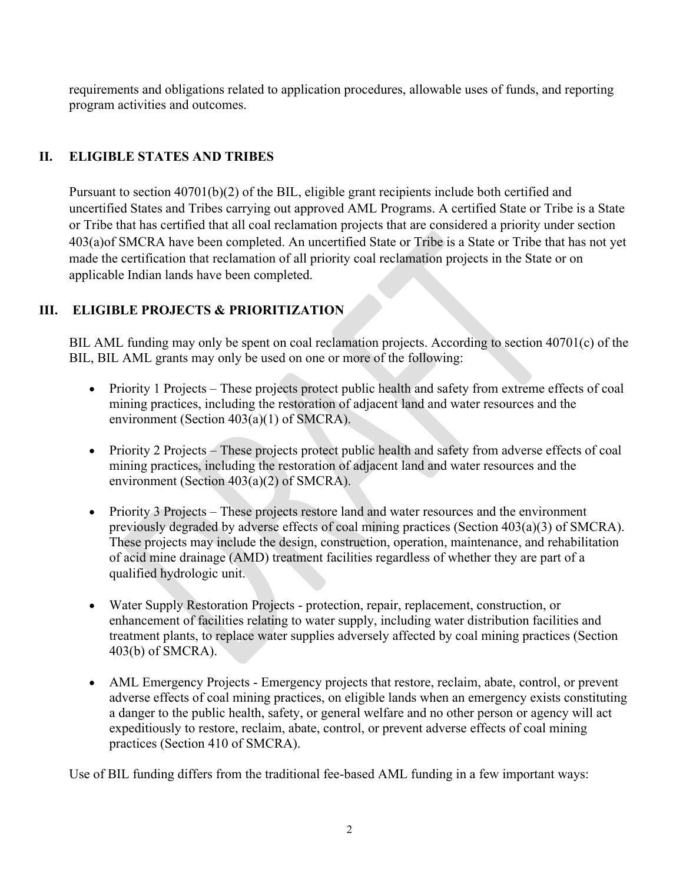requirements and obligations related to application procedures, allowable uses of funds, and reporting program activities and outcomes.

## II. ELIGIBLE STATES AND TRIBES

Pursuant to section 40701(b)(2) of the BIL, eligible grant recipients include both certified and uncertified States and Tribes carrying out approved AML Programs. A certified State or Tribe is a State or Tribe that has certified that all coal reclamation projects that are considered a priority under section 403(a)of SMCRA have been completed. An uncertified State or Tribe is a State or Tribe that has not yet made the certification that reclamation of all priority coal reclamation projects in the State or on applicable Indian lands have been completed.

## III. ELIGIBLE PROJECTS & PRIORITIZATION

BIL AML funding may only be spent on coal reclamation projects. According to section 40701(c) of the BIL, BIL AML grants may only be used on one or more of the following:

- Priority 1 Projects – These projects protect public health and safety from extreme effects of coal mining practices, including the restoration of adjacent land and water resources and the environment (Section 403(a)(1) of SMCRA).

- Priority 2 Projects – These projects protect public health and safety from adverse effects of coal mining practices, including the restoration of adjacent land and water resources and the environment (Section 403(a)(2) of SMCRA).

- Priority 3 Projects – These projects restore land and water resources and the environment previously degraded by adverse effects of coal mining practices (Section 403(a)(3) of SMCRA). These projects may include the design, construction, operation, maintenance, and rehabilitation of acid mine drainage (AMD) treatment facilities regardless of whether they are part of a qualified hydrologic unit.

- Water Supply Restoration Projects - protection, repair, replacement, construction, or enhancement of facilities relating to water supply, including water distribution facilities and treatment plants, to replace water supplies adversely affected by coal mining practices (Section 403(b) of SMCRA).

- AML Emergency Projects - Emergency projects that restore, reclaim, abate, control, or prevent adverse effects of coal mining practices, on eligible lands when an emergency exists constituting a danger to the public health, safety, or general welfare and no other person or agency will act expeditiously to restore, reclaim, abate, control, or prevent adverse effects of coal mining practices (Section 410 of SMCRA).

Use of BIL funding differs from the traditional fee-based AML funding in a few important ways: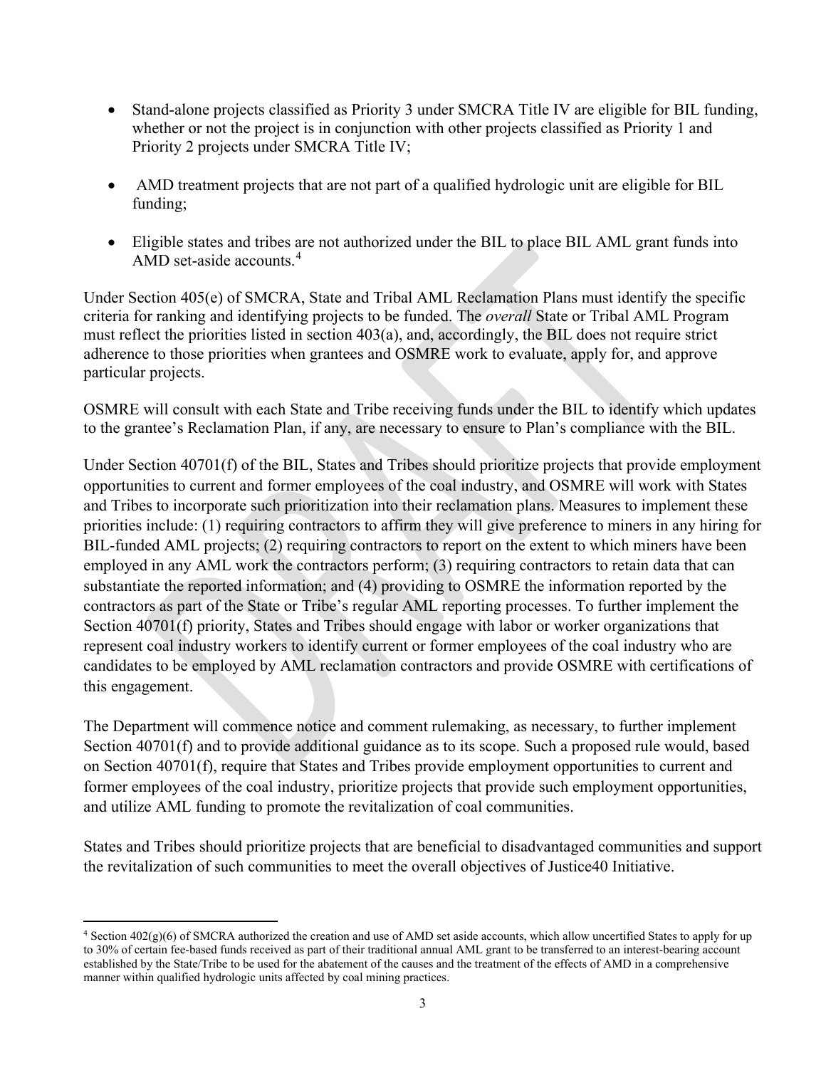- Stand-alone projects classified as Priority 3 under SMCRA Title IV are eligible for BIL funding, whether or not the project is in conjunction with other projects classified as Priority 1 and Priority 2 projects under SMCRA Title IV;

- AMD treatment projects that are not part of a qualified hydrologic unit are eligible for BIL funding;

- Eligible states and tribes are not authorized under the BIL to place BIL AML grant funds into AMD set-aside accounts.[4]

Under Section 405(e) of SMCRA, State and Tribal AML Reclamation Plans must identify the specific criteria for ranking and identifying projects to be funded. The *overall* State or Tribal AML Program must reflect the priorities listed in section 403(a), and, accordingly, the BIL does not require strict adherence to those priorities when grantees and OSMRE work to evaluate, apply for, and approve particular projects.

OSMRE will consult with each State and Tribe receiving funds under the BIL to identify which updates to the grantee's Reclamation Plan, if any, are necessary to ensure to Plan's compliance with the BIL.

Under Section 40701(f) of the BIL, States and Tribes should prioritize projects that provide employment opportunities to current and former employees of the coal industry, and OSMRE will work with States and Tribes to incorporate such prioritization into their reclamation plans. Measures to implement these priorities include: (1) requiring contractors to affirm they will give preference to miners in any hiring for BIL-funded AML projects; (2) requiring contractors to report on the extent to which miners have been employed in any AML work the contractors perform; (3) requiring contractors to retain data that can substantiate the reported information; and (4) providing to OSMRE the information reported by the contractors as part of the State or Tribe's regular AML reporting processes. To further implement the Section 40701(f) priority, States and Tribes should engage with labor or worker organizations that represent coal industry workers to identify current or former employees of the coal industry who are candidates to be employed by AML reclamation contractors and provide OSMRE with certifications of this engagement.

The Department will commence notice and comment rulemaking, as necessary, to further implement Section 40701(f) and to provide additional guidance as to its scope. Such a proposed rule would, based on Section 40701(f), require that States and Tribes provide employment opportunities to current and former employees of the coal industry, prioritize projects that provide such employment opportunities, and utilize AML funding to promote the revitalization of coal communities.

States and Tribes should prioritize projects that are beneficial to disadvantaged communities and support the revitalization of such communities to meet the overall objectives of Justice40 Initiative.

[4] Section 402(g)(6) of SMCRA authorized the creation and use of AMD set aside accounts, which allow uncertified States to apply for up to 30% of certain fee-based funds received as part of their traditional annual AML grant to be transferred to an interest-bearing account established by the State/Tribe to be used for the abatement of the causes and the treatment of the effects of AMD in a comprehensive manner within qualified hydrologic units affected by coal mining practices.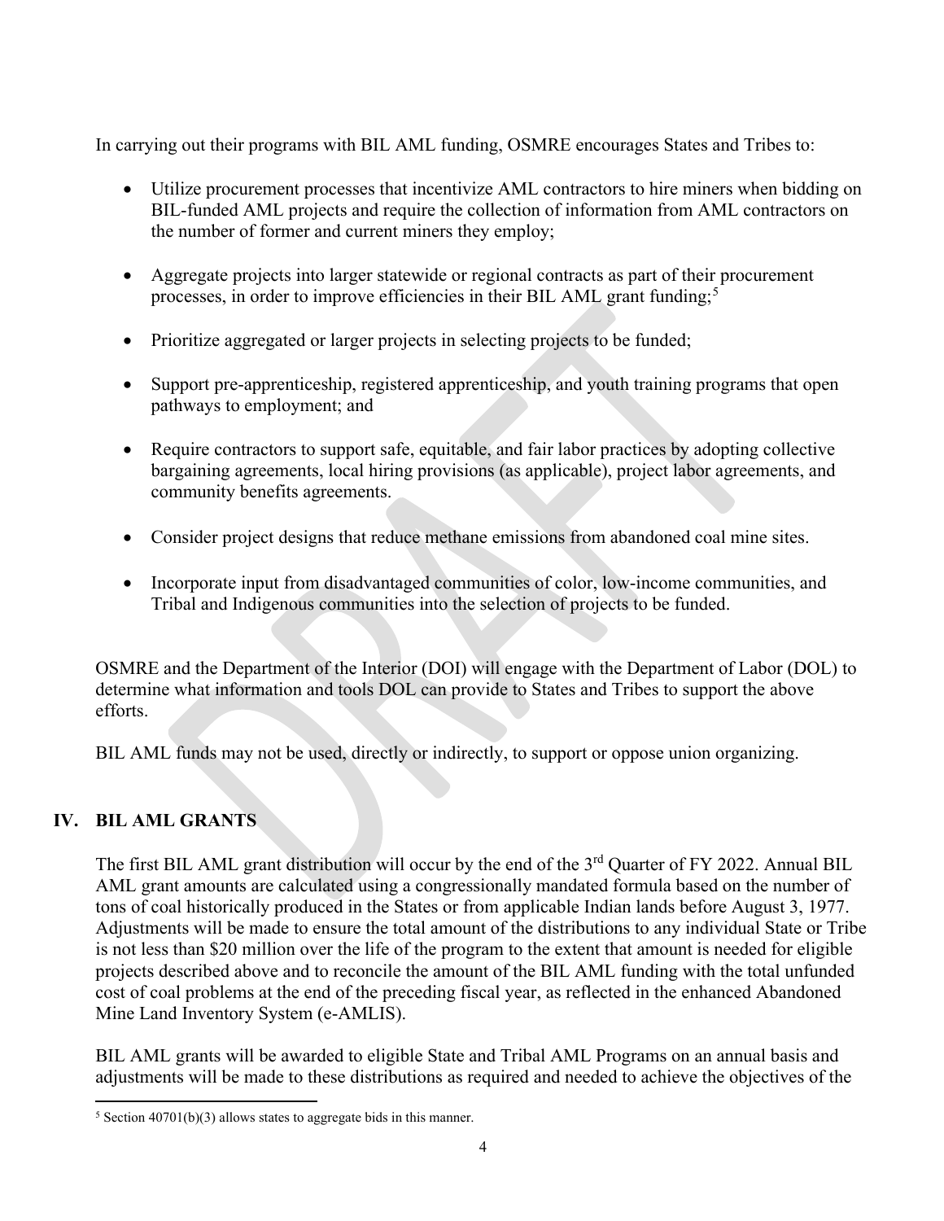In carrying out their programs with BIL AML funding, OSMRE encourages States and Tribes to:

- Utilize procurement processes that incentivize AML contractors to hire miners when bidding on BIL-funded AML projects and require the collection of information from AML contractors on the number of former and current miners they employ;
- Aggregate projects into larger statewide or regional contracts as part of their procurement processes, in order to improve efficiencies in their BIL AML grant funding;[5]
- Prioritize aggregated or larger projects in selecting projects to be funded;
- Support pre-apprenticeship, registered apprenticeship, and youth training programs that open pathways to employment; and
- Require contractors to support safe, equitable, and fair labor practices by adopting collective bargaining agreements, local hiring provisions (as applicable), project labor agreements, and community benefits agreements.
- Consider project designs that reduce methane emissions from abandoned coal mine sites.
- Incorporate input from disadvantaged communities of color, low-income communities, and Tribal and Indigenous communities into the selection of projects to be funded.

OSMRE and the Department of the Interior (DOI) will engage with the Department of Labor (DOL) to determine what information and tools DOL can provide to States and Tribes to support the above efforts.

BIL AML funds may not be used, directly or indirectly, to support or oppose union organizing.

## IV. BIL AML GRANTS

The first BIL AML grant distribution will occur by the end of the 3rd Quarter of FY 2022. Annual BIL AML grant amounts are calculated using a congressionally mandated formula based on the number of tons of coal historically produced in the States or from applicable Indian lands before August 3, 1977. Adjustments will be made to ensure the total amount of the distributions to any individual State or Tribe is not less than \$20 million over the life of the program to the extent that amount is needed for eligible projects described above and to reconcile the amount of the BIL AML funding with the total unfunded cost of coal problems at the end of the preceding fiscal year, as reflected in the enhanced Abandoned Mine Land Inventory System (e-AMLIS).

BIL AML grants will be awarded to eligible State and Tribal AML Programs on an annual basis and adjustments will be made to these distributions as required and needed to achieve the objectives of the

[5] Section 40701(b)(3) allows states to aggregate bids in this manner.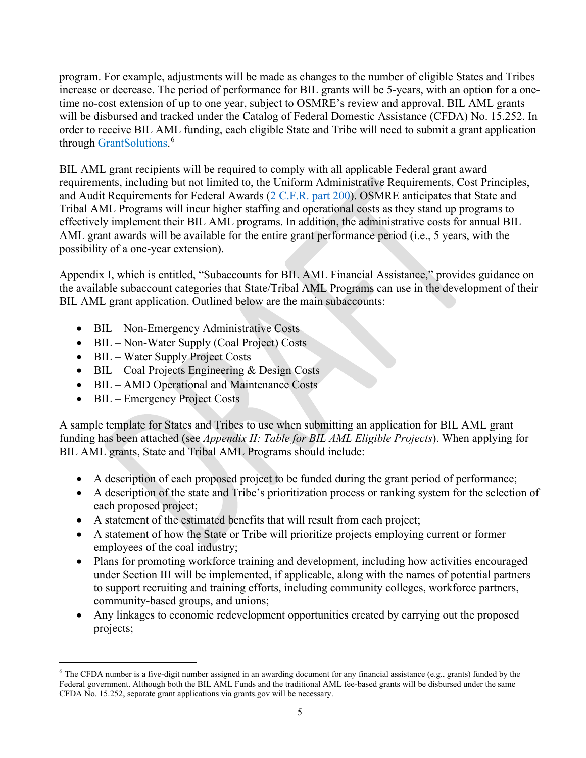program. For example, adjustments will be made as changes to the number of eligible States and Tribes increase or decrease. The period of performance for BIL grants will be 5-years, with an option for a one-time no-cost extension of up to one year, subject to OSMRE's review and approval. BIL AML grants will be disbursed and tracked under the Catalog of Federal Domestic Assistance (CFDA) No. 15.252. In order to receive BIL AML funding, each eligible State and Tribe will need to submit a grant application through GrantSolutions.[6]

BIL AML grant recipients will be required to comply with all applicable Federal grant award requirements, including but not limited to, the Uniform Administrative Requirements, Cost Principles, and Audit Requirements for Federal Awards (2 C.F.R. part 200). OSMRE anticipates that State and Tribal AML Programs will incur higher staffing and operational costs as they stand up programs to effectively implement their BIL AML programs. In addition, the administrative costs for annual BIL AML grant awards will be available for the entire grant performance period (i.e., 5 years, with the possibility of a one-year extension).

Appendix I, which is entitled, "Subaccounts for BIL AML Financial Assistance," provides guidance on the available subaccount categories that State/Tribal AML Programs can use in the development of their BIL AML grant application. Outlined below are the main subaccounts:

- BIL – Non-Emergency Administrative Costs
- BIL – Non-Water Supply (Coal Project) Costs
- BIL – Water Supply Project Costs
- BIL – Coal Projects Engineering & Design Costs
- BIL – AMD Operational and Maintenance Costs
- BIL – Emergency Project Costs

A sample template for States and Tribes to use when submitting an application for BIL AML grant funding has been attached (see *Appendix II: Table for BIL AML Eligible Projects*). When applying for BIL AML grants, State and Tribal AML Programs should include:

- A description of each proposed project to be funded during the grant period of performance;
- A description of the state and Tribe's prioritization process or ranking system for the selection of each proposed project;
- A statement of the estimated benefits that will result from each project;
- A statement of how the State or Tribe will prioritize projects employing current or former employees of the coal industry;
- Plans for promoting workforce training and development, including how activities encouraged under Section III will be implemented, if applicable, along with the names of potential partners to support recruiting and training efforts, including community colleges, workforce partners, community-based groups, and unions;
- Any linkages to economic redevelopment opportunities created by carrying out the proposed projects;

[6] The CFDA number is a five-digit number assigned in an awarding document for any financial assistance (e.g., grants) funded by the Federal government. Although both the BIL AML Funds and the traditional AML fee-based grants will be disbursed under the same CFDA No. 15.252, separate grant applications via grants.gov will be necessary.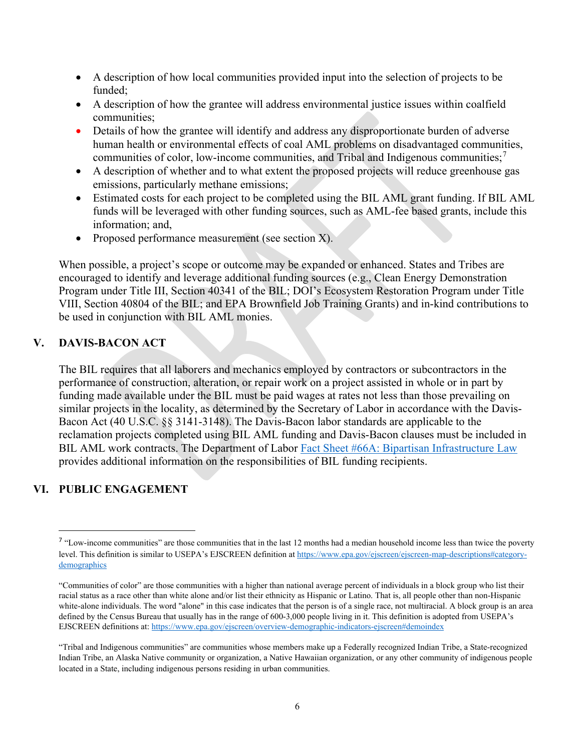- A description of how local communities provided input into the selection of projects to be funded;
- A description of how the grantee will address environmental justice issues within coalfield communities;
- Details of how the grantee will identify and address any disproportionate burden of adverse human health or environmental effects of coal AML problems on disadvantaged communities, communities of color, low-income communities, and Tribal and Indigenous communities;[7]
- A description of whether and to what extent the proposed projects will reduce greenhouse gas emissions, particularly methane emissions;
- Estimated costs for each project to be completed using the BIL AML grant funding. If BIL AML funds will be leveraged with other funding sources, such as AML-fee based grants, include this information; and,
- Proposed performance measurement (see section X).

When possible, a project's scope or outcome may be expanded or enhanced. States and Tribes are encouraged to identify and leverage additional funding sources (e.g., Clean Energy Demonstration Program under Title III, Section 40341 of the BIL; DOI's Ecosystem Restoration Program under Title VIII, Section 40804 of the BIL; and EPA Brownfield Job Training Grants) and in-kind contributions to be used in conjunction with BIL AML monies.

## V. DAVIS-BACON ACT

The BIL requires that all laborers and mechanics employed by contractors or subcontractors in the performance of construction, alteration, or repair work on a project assisted in whole or in part by funding made available under the BIL must be paid wages at rates not less than those prevailing on similar projects in the locality, as determined by the Secretary of Labor in accordance with the Davis-Bacon Act (40 U.S.C. §§ 3141-3148). The Davis-Bacon labor standards are applicable to the reclamation projects completed using BIL AML funding and Davis-Bacon clauses must be included in BIL AML work contracts. The Department of Labor [Fact Sheet #66A: Bipartisan Infrastructure Law]() provides additional information on the responsibilities of BIL funding recipients.

## VI. PUBLIC ENGAGEMENT

---

[7] "Low-income communities" are those communities that in the last 12 months had a median household income less than twice the poverty level. This definition is similar to USEPA's EJSCREEN definition at https://www.epa.gov/ejscreen/ejscreen-map-descriptions#category-demographics

"Communities of color" are those communities with a higher than national average percent of individuals in a block group who list their racial status as a race other than white alone and/or list their ethnicity as Hispanic or Latino. That is, all people other than non-Hispanic white-alone individuals. The word "alone" in this case indicates that the person is of a single race, not multiracial. A block group is an area defined by the Census Bureau that usually has in the range of 600-3,000 people living in it. This definition is adopted from USEPA's EJSCREEN definitions at: https://www.epa.gov/ejscreen/overview-demographic-indicators-ejscreen#demoindex

"Tribal and Indigenous communities" are communities whose members make up a Federally recognized Indian Tribe, a State-recognized Indian Tribe, an Alaska Native community or organization, a Native Hawaiian organization, or any other community of indigenous people located in a State, including indigenous persons residing in urban communities.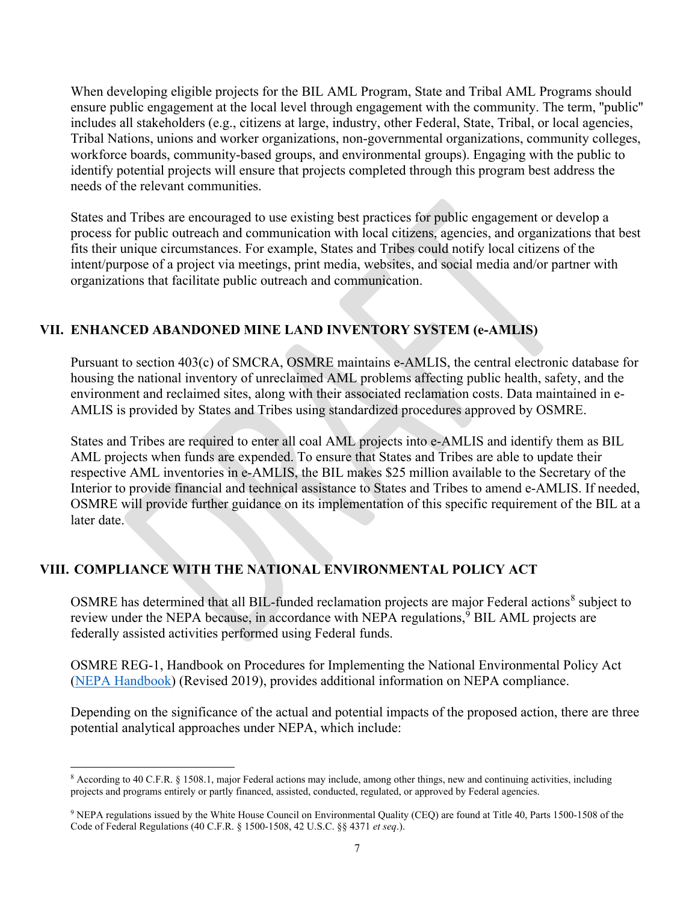When developing eligible projects for the BIL AML Program, State and Tribal AML Programs should ensure public engagement at the local level through engagement with the community. The term, "public" includes all stakeholders (e.g., citizens at large, industry, other Federal, State, Tribal, or local agencies, Tribal Nations, unions and worker organizations, non-governmental organizations, community colleges, workforce boards, community-based groups, and environmental groups). Engaging with the public to identify potential projects will ensure that projects completed through this program best address the needs of the relevant communities.

States and Tribes are encouraged to use existing best practices for public engagement or develop a process for public outreach and communication with local citizens, agencies, and organizations that best fits their unique circumstances. For example, States and Tribes could notify local citizens of the intent/purpose of a project via meetings, print media, websites, and social media and/or partner with organizations that facilitate public outreach and communication.

## VII. ENHANCED ABANDONED MINE LAND INVENTORY SYSTEM (e-AMLIS)

Pursuant to section 403(c) of SMCRA, OSMRE maintains e-AMLIS, the central electronic database for housing the national inventory of unreclaimed AML problems affecting public health, safety, and the environment and reclaimed sites, along with their associated reclamation costs. Data maintained in e-AMLIS is provided by States and Tribes using standardized procedures approved by OSMRE.

States and Tribes are required to enter all coal AML projects into e-AMLIS and identify them as BIL AML projects when funds are expended. To ensure that States and Tribes are able to update their respective AML inventories in e-AMLIS, the BIL makes $25 million available to the Secretary of the Interior to provide financial and technical assistance to States and Tribes to amend e-AMLIS. If needed, OSMRE will provide further guidance on its implementation of this specific requirement of the BIL at a later date.

## VIII. COMPLIANCE WITH THE NATIONAL ENVIRONMENTAL POLICY ACT

OSMRE has determined that all BIL-funded reclamation projects are major Federal actions[8] subject to review under the NEPA because, in accordance with NEPA regulations,[9] BIL AML projects are federally assisted activities performed using Federal funds.

OSMRE REG-1, Handbook on Procedures for Implementing the National Environmental Policy Act (NEPA Handbook) (Revised 2019), provides additional information on NEPA compliance.

Depending on the significance of the actual and potential impacts of the proposed action, there are three potential analytical approaches under NEPA, which include:

---

[8] According to 40 C.F.R. § 1508.1, major Federal actions may include, among other things, new and continuing activities, including projects and programs entirely or partly financed, assisted, conducted, regulated, or approved by Federal agencies.

[9] NEPA regulations issued by the White House Council on Environmental Quality (CEQ) are found at Title 40, Parts 1500-1508 of the Code of Federal Regulations (40 C.F.R. § 1500-1508, 42 U.S.C. §§ 4371 *et seq*.).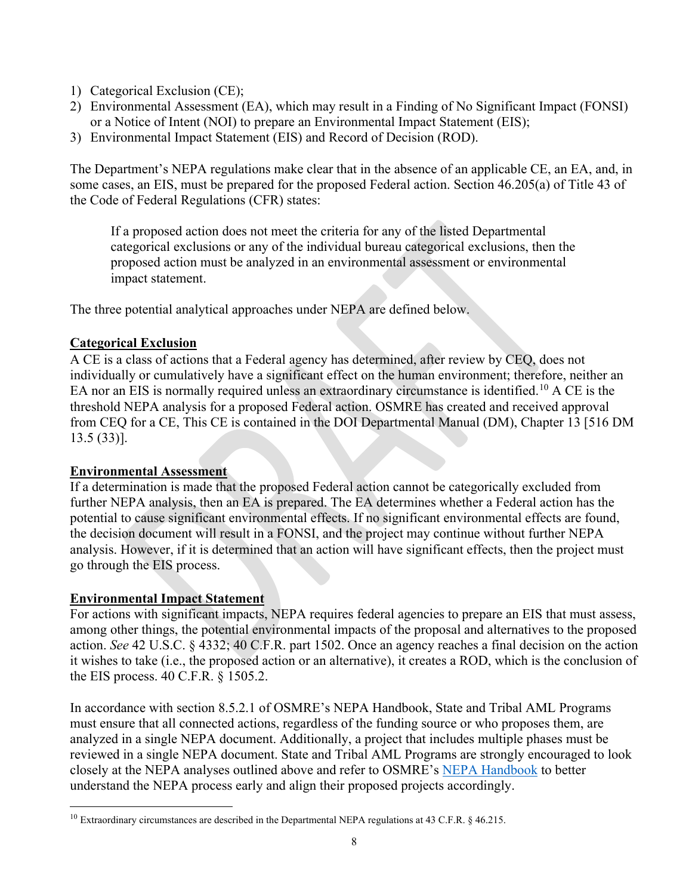1) Categorical Exclusion (CE);
2) Environmental Assessment (EA), which may result in a Finding of No Significant Impact (FONSI) or a Notice of Intent (NOI) to prepare an Environmental Impact Statement (EIS);
3) Environmental Impact Statement (EIS) and Record of Decision (ROD).

The Department's NEPA regulations make clear that in the absence of an applicable CE, an EA, and, in some cases, an EIS, must be prepared for the proposed Federal action. Section 46.205(a) of Title 43 of the Code of Federal Regulations (CFR) states:

> If a proposed action does not meet the criteria for any of the listed Departmental categorical exclusions or any of the individual bureau categorical exclusions, then the proposed action must be analyzed in an environmental assessment or environmental impact statement.

The three potential analytical approaches under NEPA are defined below.

**Categorical Exclusion**

A CE is a class of actions that a Federal agency has determined, after review by CEQ, does not individually or cumulatively have a significant effect on the human environment; therefore, neither an EA nor an EIS is normally required unless an extraordinary circumstance is identified.[10] A CE is the threshold NEPA analysis for a proposed Federal action. OSMRE has created and received approval from CEQ for a CE, This CE is contained in the DOI Departmental Manual (DM), Chapter 13 [516 DM 13.5 (33)].

**Environmental Assessment**

If a determination is made that the proposed Federal action cannot be categorically excluded from further NEPA analysis, then an EA is prepared. The EA determines whether a Federal action has the potential to cause significant environmental effects. If no significant environmental effects are found, the decision document will result in a FONSI, and the project may continue without further NEPA analysis. However, if it is determined that an action will have significant effects, then the project must go through the EIS process.

**Environmental Impact Statement**

For actions with significant impacts, NEPA requires federal agencies to prepare an EIS that must assess, among other things, the potential environmental impacts of the proposal and alternatives to the proposed action. *See* 42 U.S.C. § 4332; 40 C.F.R. part 1502. Once an agency reaches a final decision on the action it wishes to take (i.e., the proposed action or an alternative), it creates a ROD, which is the conclusion of the EIS process. 40 C.F.R. § 1505.2.

In accordance with section 8.5.2.1 of OSMRE's NEPA Handbook, State and Tribal AML Programs must ensure that all connected actions, regardless of the funding source or who proposes them, are analyzed in a single NEPA document. Additionally, a project that includes multiple phases must be reviewed in a single NEPA document. State and Tribal AML Programs are strongly encouraged to look closely at the NEPA analyses outlined above and refer to OSMRE's NEPA Handbook to better understand the NEPA process early and align their proposed projects accordingly.

---

[10] Extraordinary circumstances are described in the Departmental NEPA regulations at 43 C.F.R. § 46.215.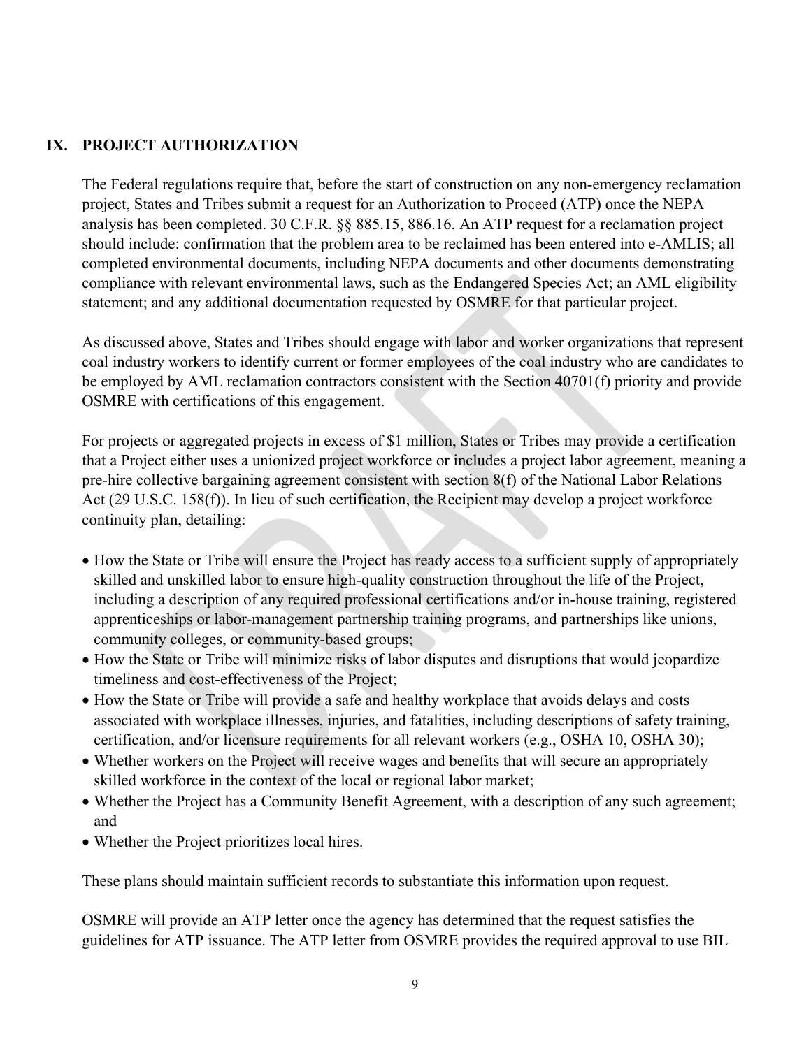## IX. PROJECT AUTHORIZATION

The Federal regulations require that, before the start of construction on any non-emergency reclamation project, States and Tribes submit a request for an Authorization to Proceed (ATP) once the NEPA analysis has been completed. 30 C.F.R. §§ 885.15, 886.16. An ATP request for a reclamation project should include: confirmation that the problem area to be reclaimed has been entered into e-AMLIS; all completed environmental documents, including NEPA documents and other documents demonstrating compliance with relevant environmental laws, such as the Endangered Species Act; an AML eligibility statement; and any additional documentation requested by OSMRE for that particular project.

As discussed above, States and Tribes should engage with labor and worker organizations that represent coal industry workers to identify current or former employees of the coal industry who are candidates to be employed by AML reclamation contractors consistent with the Section 40701(f) priority and provide OSMRE with certifications of this engagement.

For projects or aggregated projects in excess of $1 million, States or Tribes may provide a certification that a Project either uses a unionized project workforce or includes a project labor agreement, meaning a pre-hire collective bargaining agreement consistent with section 8(f) of the National Labor Relations Act (29 U.S.C. 158(f)). In lieu of such certification, the Recipient may develop a project workforce continuity plan, detailing:

- How the State or Tribe will ensure the Project has ready access to a sufficient supply of appropriately skilled and unskilled labor to ensure high-quality construction throughout the life of the Project, including a description of any required professional certifications and/or in-house training, registered apprenticeships or labor-management partnership training programs, and partnerships like unions, community colleges, or community-based groups;
- How the State or Tribe will minimize risks of labor disputes and disruptions that would jeopardize timeliness and cost-effectiveness of the Project;
- How the State or Tribe will provide a safe and healthy workplace that avoids delays and costs associated with workplace illnesses, injuries, and fatalities, including descriptions of safety training, certification, and/or licensure requirements for all relevant workers (e.g., OSHA 10, OSHA 30);
- Whether workers on the Project will receive wages and benefits that will secure an appropriately skilled workforce in the context of the local or regional labor market;
- Whether the Project has a Community Benefit Agreement, with a description of any such agreement; and
- Whether the Project prioritizes local hires.

These plans should maintain sufficient records to substantiate this information upon request.

OSMRE will provide an ATP letter once the agency has determined that the request satisfies the guidelines for ATP issuance. The ATP letter from OSMRE provides the required approval to use BIL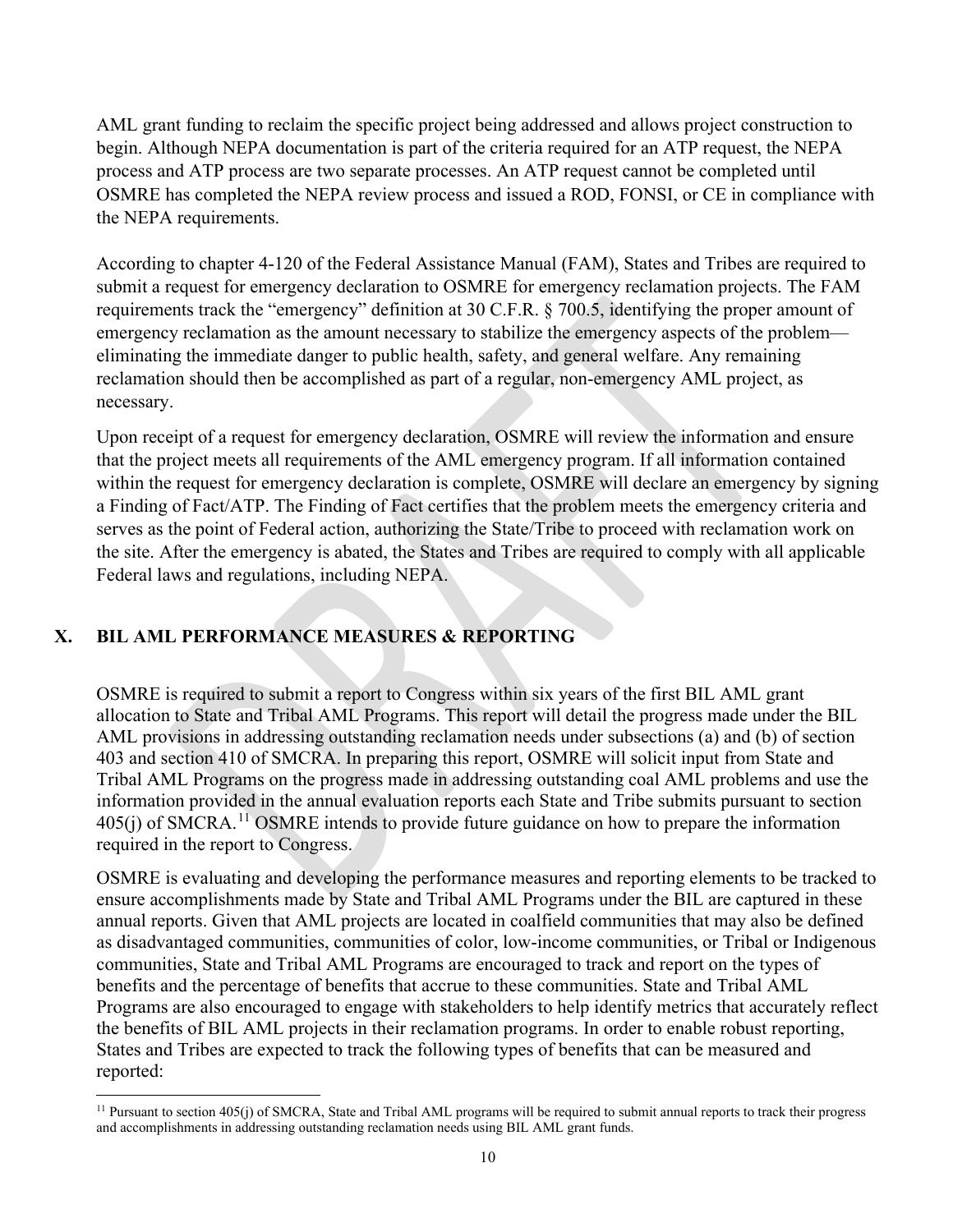AML grant funding to reclaim the specific project being addressed and allows project construction to begin. Although NEPA documentation is part of the criteria required for an ATP request, the NEPA process and ATP process are two separate processes. An ATP request cannot be completed until OSMRE has completed the NEPA review process and issued a ROD, FONSI, or CE in compliance with the NEPA requirements.

According to chapter 4-120 of the Federal Assistance Manual (FAM), States and Tribes are required to submit a request for emergency declaration to OSMRE for emergency reclamation projects. The FAM requirements track the "emergency" definition at 30 C.F.R. § 700.5, identifying the proper amount of emergency reclamation as the amount necessary to stabilize the emergency aspects of the problem—eliminating the immediate danger to public health, safety, and general welfare. Any remaining reclamation should then be accomplished as part of a regular, non-emergency AML project, as necessary.

Upon receipt of a request for emergency declaration, OSMRE will review the information and ensure that the project meets all requirements of the AML emergency program. If all information contained within the request for emergency declaration is complete, OSMRE will declare an emergency by signing a Finding of Fact/ATP. The Finding of Fact certifies that the problem meets the emergency criteria and serves as the point of Federal action, authorizing the State/Tribe to proceed with reclamation work on the site. After the emergency is abated, the States and Tribes are required to comply with all applicable Federal laws and regulations, including NEPA.

## X. BIL AML PERFORMANCE MEASURES & REPORTING

OSMRE is required to submit a report to Congress within six years of the first BIL AML grant allocation to State and Tribal AML Programs. This report will detail the progress made under the BIL AML provisions in addressing outstanding reclamation needs under subsections (a) and (b) of section 403 and section 410 of SMCRA. In preparing this report, OSMRE will solicit input from State and Tribal AML Programs on the progress made in addressing outstanding coal AML problems and use the information provided in the annual evaluation reports each State and Tribe submits pursuant to section 405(j) of SMCRA.[11] OSMRE intends to provide future guidance on how to prepare the information required in the report to Congress.

OSMRE is evaluating and developing the performance measures and reporting elements to be tracked to ensure accomplishments made by State and Tribal AML Programs under the BIL are captured in these annual reports. Given that AML projects are located in coalfield communities that may also be defined as disadvantaged communities, communities of color, low-income communities, or Tribal or Indigenous communities, State and Tribal AML Programs are encouraged to track and report on the types of benefits and the percentage of benefits that accrue to these communities. State and Tribal AML Programs are also encouraged to engage with stakeholders to help identify metrics that accurately reflect the benefits of BIL AML projects in their reclamation programs. In order to enable robust reporting, States and Tribes are expected to track the following types of benefits that can be measured and reported:

[11] Pursuant to section 405(j) of SMCRA, State and Tribal AML programs will be required to submit annual reports to track their progress and accomplishments in addressing outstanding reclamation needs using BIL AML grant funds.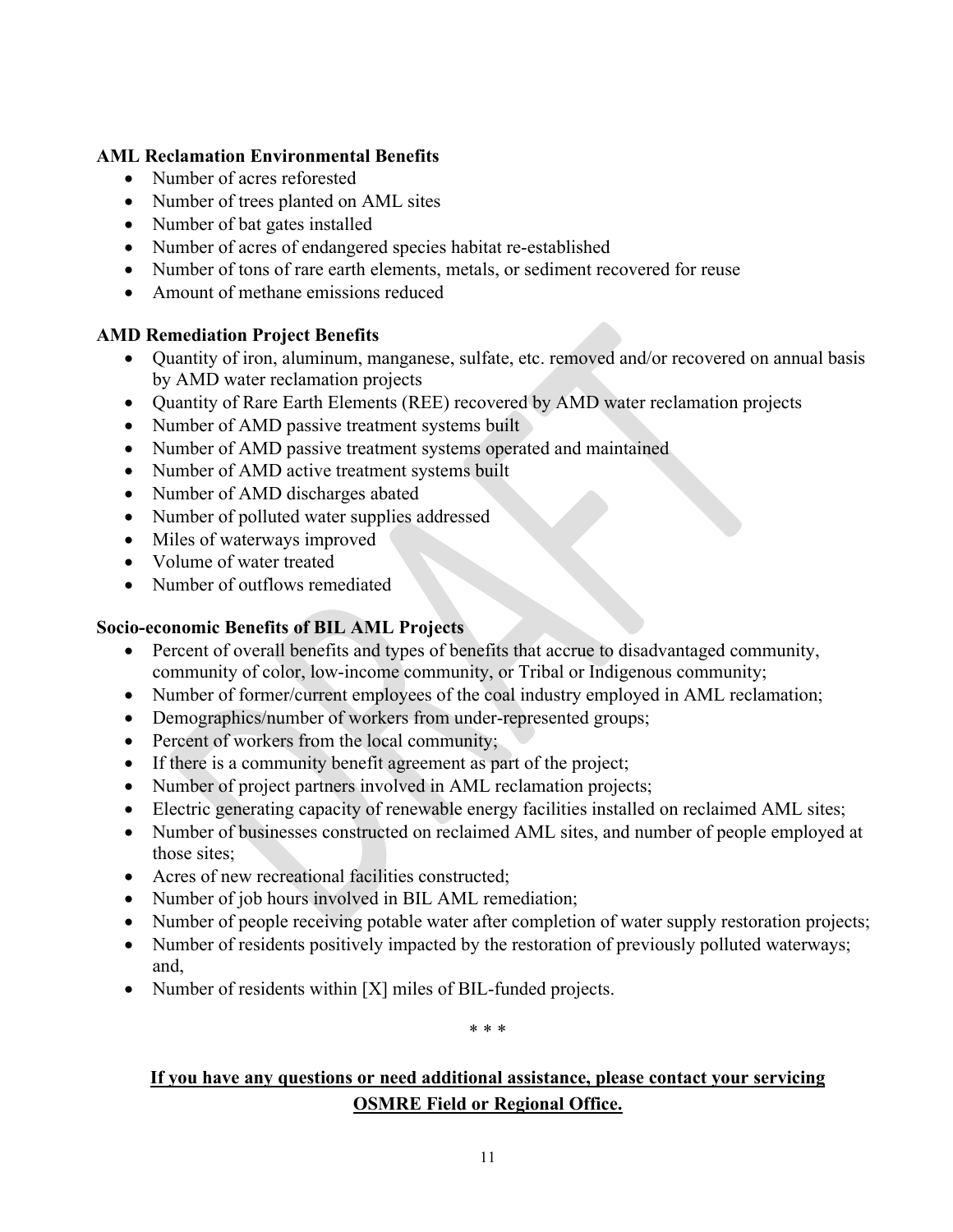**AML Reclamation Environmental Benefits**

- Number of acres reforested
- Number of trees planted on AML sites
- Number of bat gates installed
- Number of acres of endangered species habitat re-established
- Number of tons of rare earth elements, metals, or sediment recovered for reuse
- Amount of methane emissions reduced

**AMD Remediation Project Benefits**

- Quantity of iron, aluminum, manganese, sulfate, etc. removed and/or recovered on annual basis by AMD water reclamation projects
- Quantity of Rare Earth Elements (REE) recovered by AMD water reclamation projects
- Number of AMD passive treatment systems built
- Number of AMD passive treatment systems operated and maintained
- Number of AMD active treatment systems built
- Number of AMD discharges abated
- Number of polluted water supplies addressed
- Miles of waterways improved
- Volume of water treated
- Number of outflows remediated

**Socio-economic Benefits of BIL AML Projects**

- Percent of overall benefits and types of benefits that accrue to disadvantaged community, community of color, low-income community, or Tribal or Indigenous community;
- Number of former/current employees of the coal industry employed in AML reclamation;
- Demographics/number of workers from under-represented groups;
- Percent of workers from the local community;
- If there is a community benefit agreement as part of the project;
- Number of project partners involved in AML reclamation projects;
- Electric generating capacity of renewable energy facilities installed on reclaimed AML sites;
- Number of businesses constructed on reclaimed AML sites, and number of people employed at those sites;
- Acres of new recreational facilities constructed;
- Number of job hours involved in BIL AML remediation;
- Number of people receiving potable water after completion of water supply restoration projects;
- Number of residents positively impacted by the restoration of previously polluted waterways; and,
- Number of residents within [X] miles of BIL-funded projects.

\* \* \*

**<u>If you have any questions or need additional assistance, please contact your servicing OSMRE Field or Regional Office.</u>**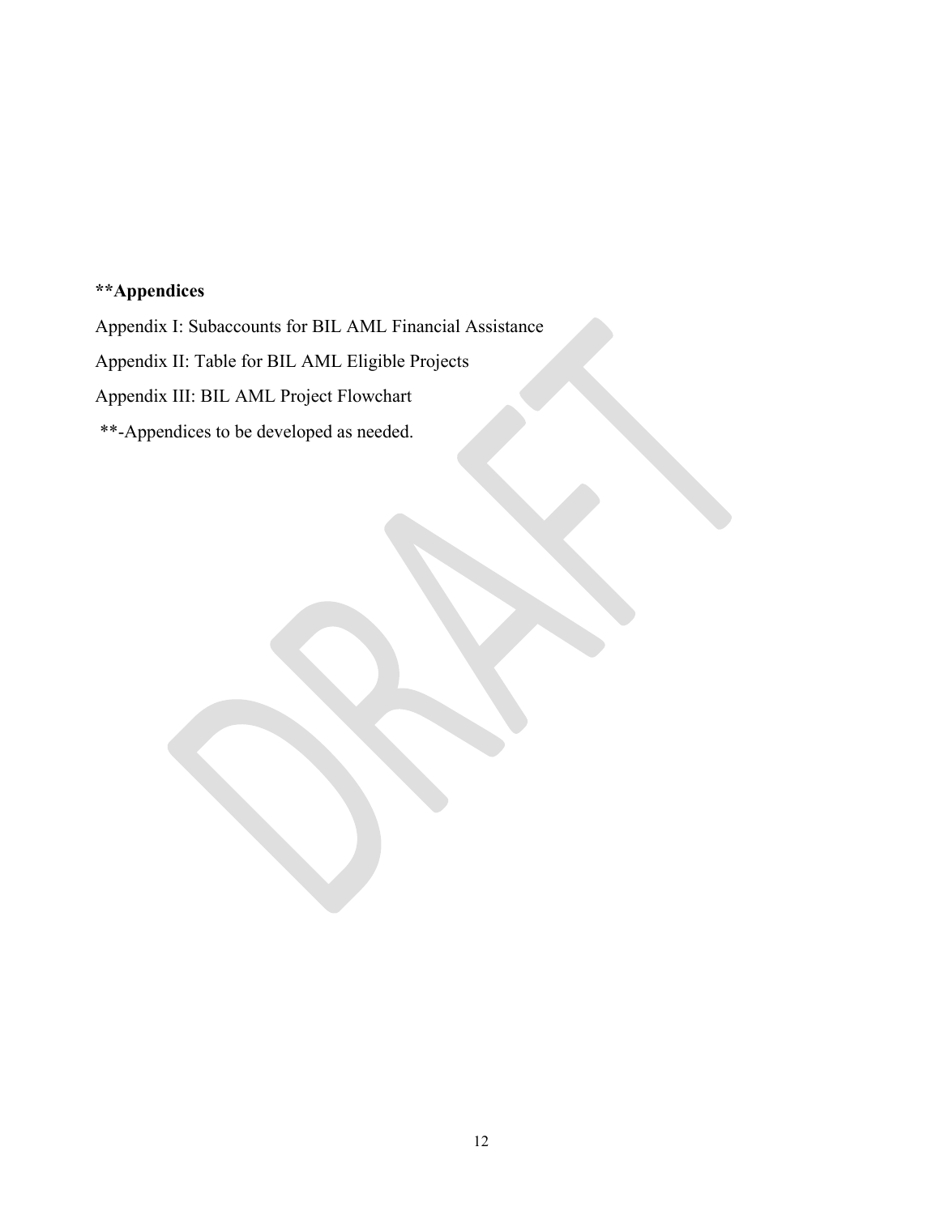**\*\*Appendices**

Appendix I: Subaccounts for BIL AML Financial Assistance

Appendix II: Table for BIL AML Eligible Projects

Appendix III: BIL AML Project Flowchart

\*\*-Appendices to be developed as needed.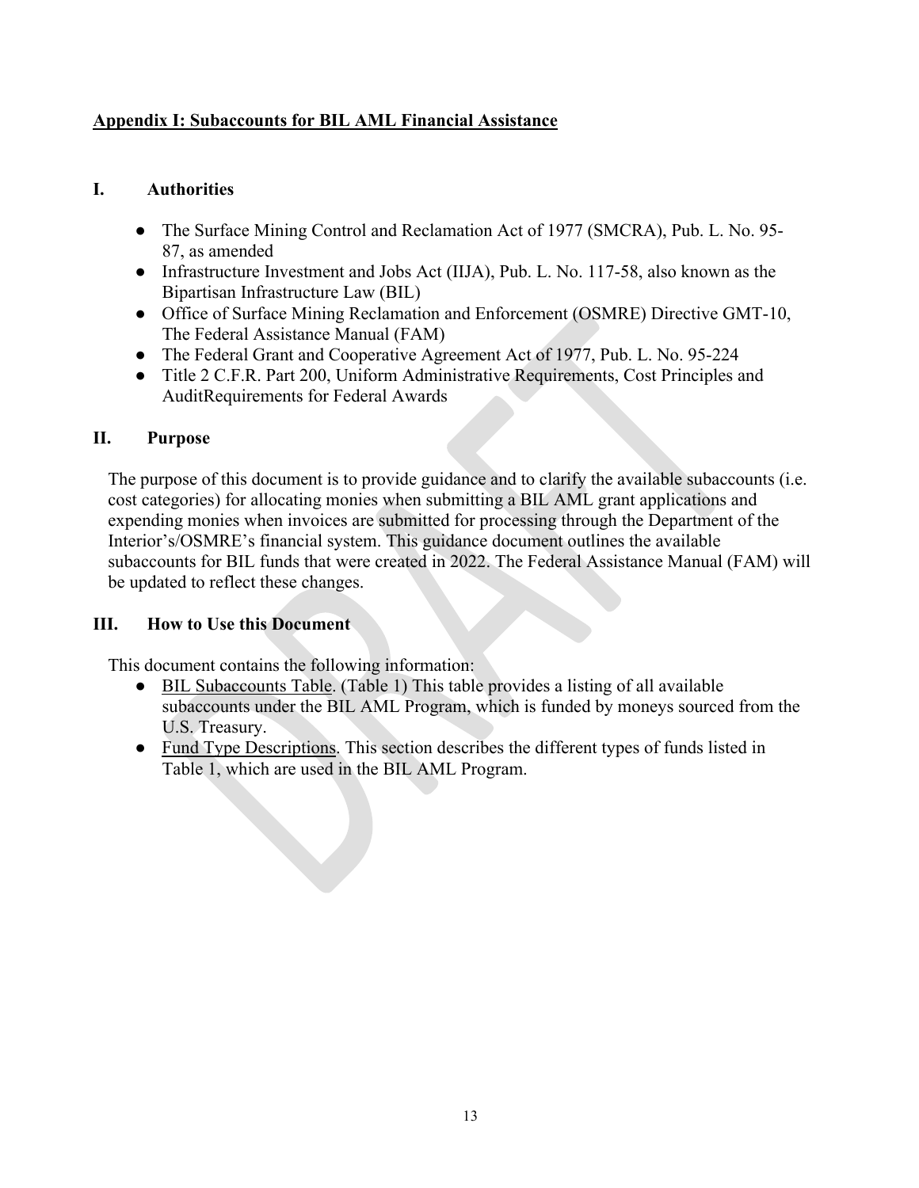## Appendix I: Subaccounts for BIL AML Financial Assistance

### I. Authorities

- The Surface Mining Control and Reclamation Act of 1977 (SMCRA), Pub. L. No. 95-87, as amended
- Infrastructure Investment and Jobs Act (IIJA), Pub. L. No. 117-58, also known as the Bipartisan Infrastructure Law (BIL)
- Office of Surface Mining Reclamation and Enforcement (OSMRE) Directive GMT-10, The Federal Assistance Manual (FAM)
- The Federal Grant and Cooperative Agreement Act of 1977, Pub. L. No. 95-224
- Title 2 C.F.R. Part 200, Uniform Administrative Requirements, Cost Principles and AuditRequirements for Federal Awards

### II. Purpose

The purpose of this document is to provide guidance and to clarify the available subaccounts (i.e. cost categories) for allocating monies when submitting a BIL AML grant applications and expending monies when invoices are submitted for processing through the Department of the Interior's/OSMRE's financial system. This guidance document outlines the available subaccounts for BIL funds that were created in 2022. The Federal Assistance Manual (FAM) will be updated to reflect these changes.

### III. How to Use this Document

This document contains the following information:

- BIL Subaccounts Table. (Table 1) This table provides a listing of all available subaccounts under the BIL AML Program, which is funded by moneys sourced from the U.S. Treasury.
- Fund Type Descriptions. This section describes the different types of funds listed in Table 1, which are used in the BIL AML Program.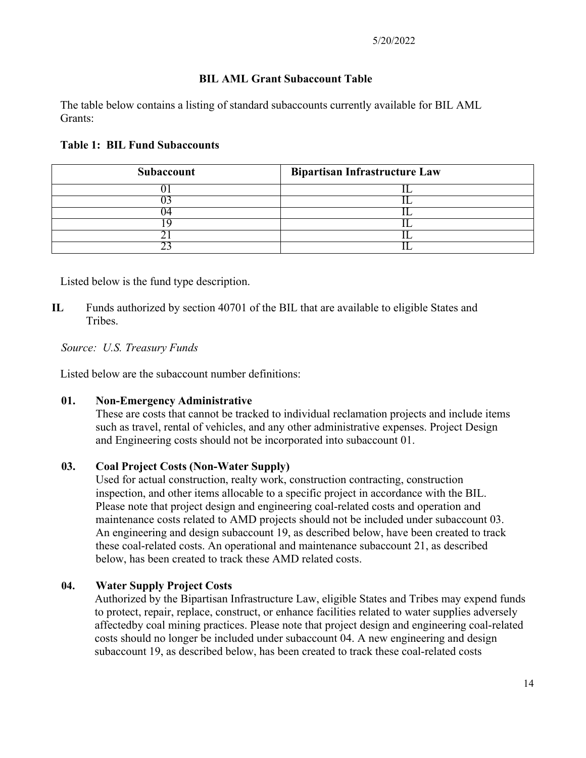5/20/2022

## BIL AML Grant Subaccount Table

The table below contains a listing of standard subaccounts currently available for BIL AML Grants:

**Table 1: BIL Fund Subaccounts**

| Subaccount | Bipartisan Infrastructure Law |
|---|---|
| 01 | IL |
| 03 | IL |
| 04 | IL |
| 19 | IL |
| 21 | IL |
| 23 | IL |

Listed below is the fund type description.

**IL** Funds authorized by section 40701 of the BIL that are available to eligible States and Tribes.

*Source: U.S. Treasury Funds*

Listed below are the subaccount number definitions:

**01. Non-Emergency Administrative**
These are costs that cannot be tracked to individual reclamation projects and include items such as travel, rental of vehicles, and any other administrative expenses. Project Design and Engineering costs should not be incorporated into subaccount 01.

**03. Coal Project Costs (Non-Water Supply)**
Used for actual construction, realty work, construction contracting, construction inspection, and other items allocable to a specific project in accordance with the BIL. Please note that project design and engineering coal-related costs and operation and maintenance costs related to AMD projects should not be included under subaccount 03. An engineering and design subaccount 19, as described below, have been created to track these coal-related costs. An operational and maintenance subaccount 21, as described below, has been created to track these AMD related costs.

**04. Water Supply Project Costs**
Authorized by the Bipartisan Infrastructure Law, eligible States and Tribes may expend funds to protect, repair, replace, construct, or enhance facilities related to water supplies adversely affectedby coal mining practices. Please note that project design and engineering coal-related costs should no longer be included under subaccount 04. A new engineering and design subaccount 19, as described below, has been created to track these coal-related costs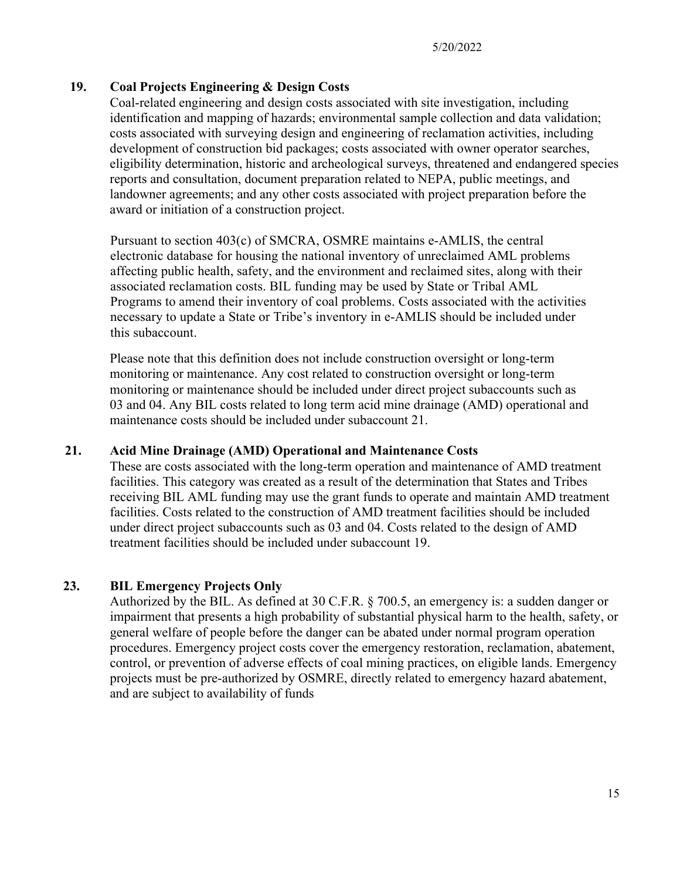**19. Coal Projects Engineering & Design Costs**

Coal-related engineering and design costs associated with site investigation, including identification and mapping of hazards; environmental sample collection and data validation; costs associated with surveying design and engineering of reclamation activities, including development of construction bid packages; costs associated with owner operator searches, eligibility determination, historic and archeological surveys, threatened and endangered species reports and consultation, document preparation related to NEPA, public meetings, and landowner agreements; and any other costs associated with project preparation before the award or initiation of a construction project.

Pursuant to section 403(c) of SMCRA, OSMRE maintains e-AMLIS, the central electronic database for housing the national inventory of unreclaimed AML problems affecting public health, safety, and the environment and reclaimed sites, along with their associated reclamation costs. BIL funding may be used by State or Tribal AML Programs to amend their inventory of coal problems. Costs associated with the activities necessary to update a State or Tribe's inventory in e-AMLIS should be included under this subaccount.

Please note that this definition does not include construction oversight or long-term monitoring or maintenance. Any cost related to construction oversight or long-term monitoring or maintenance should be included under direct project subaccounts such as 03 and 04. Any BIL costs related to long term acid mine drainage (AMD) operational and maintenance costs should be included under subaccount 21.

**21. Acid Mine Drainage (AMD) Operational and Maintenance Costs**

These are costs associated with the long-term operation and maintenance of AMD treatment facilities. This category was created as a result of the determination that States and Tribes receiving BIL AML funding may use the grant funds to operate and maintain AMD treatment facilities. Costs related to the construction of AMD treatment facilities should be included under direct project subaccounts such as 03 and 04. Costs related to the design of AMD treatment facilities should be included under subaccount 19.

**23. BIL Emergency Projects Only**

Authorized by the BIL. As defined at 30 C.F.R. § 700.5, an emergency is: a sudden danger or impairment that presents a high probability of substantial physical harm to the health, safety, or general welfare of people before the danger can be abated under normal program operation procedures. Emergency project costs cover the emergency restoration, reclamation, abatement, control, or prevention of adverse effects of coal mining practices, on eligible lands. Emergency projects must be pre-authorized by OSMRE, directly related to emergency hazard abatement, and are subject to availability of funds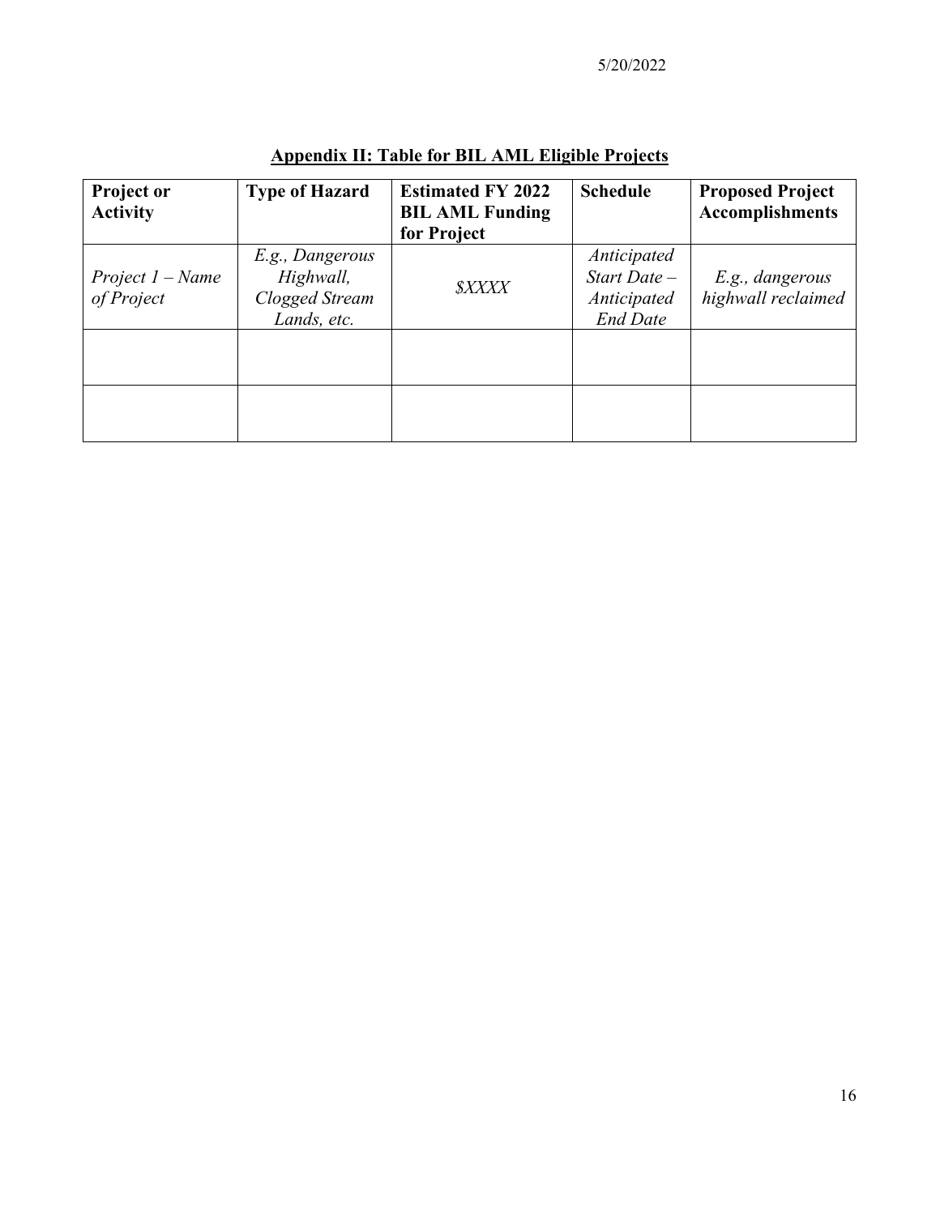## Appendix II: Table for BIL AML Eligible Projects

| Project or Activity | Type of Hazard | Estimated FY 2022 BIL AML Funding for Project | Schedule | Proposed Project Accomplishments |
|---|---|---|---|---|
| *Project 1 – Name of Project* | *E.g., Dangerous Highwall, Clogged Stream Lands, etc.* | *$XXXX* | *Anticipated Start Date – Anticipated End Date* | *E.g., dangerous highwall reclaimed* |
| | | | | |
| | | | | |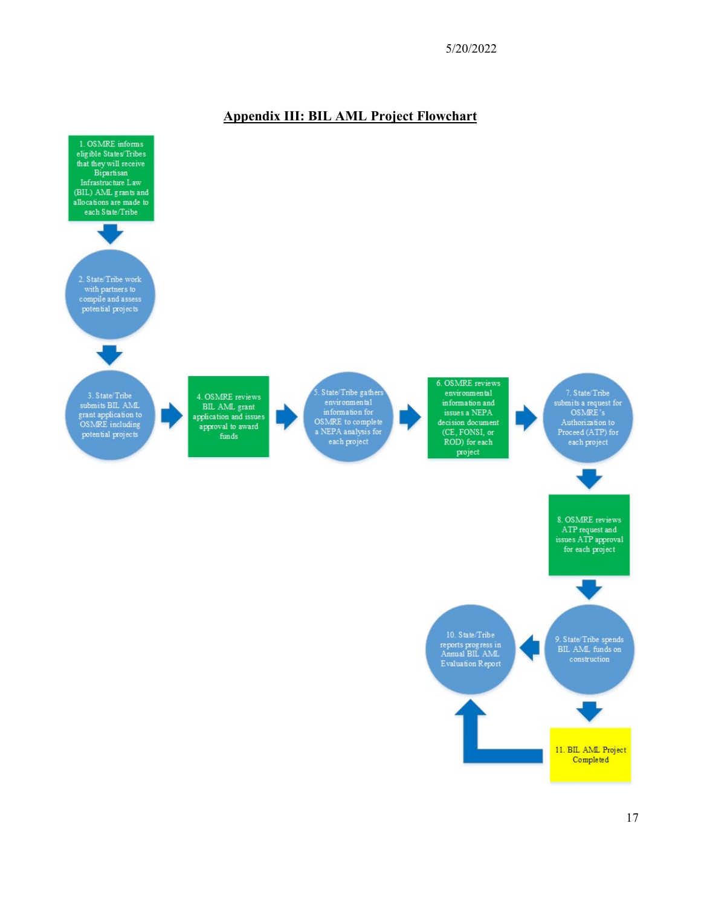## Appendix III: BIL AML Project Flowchart

1. OSMRE informs eligible States/Tribes that they will receive Bipartisan Infrastructure Law (BIL) AML grants and allocations are made to each State/Tribe

2. State/Tribe work with partners to compile and assess potential projects

3. State/Tribe submits BIL AML grant application to OSMRE including potential projects

4. OSMRE reviews BIL AML grant application and issues approval to award funds

5. State/Tribe gathers environmental information for OSMRE to complete a NEPA analysis for each project

6. OSMRE reviews environmental information and issues a NEPA decision document (CE, FONSI, or ROD) for each project

7. State/Tribe submits a request for OSMRE's Authorization to Proceed (ATP) for each project

8. OSMRE reviews ATP request and issues ATP approval for each project

9. State/Tribe spends BIL AML funds on construction

10. State/Tribe reports progress in Annual BIL AML Evaluation Report

11. BIL AML Project Completed